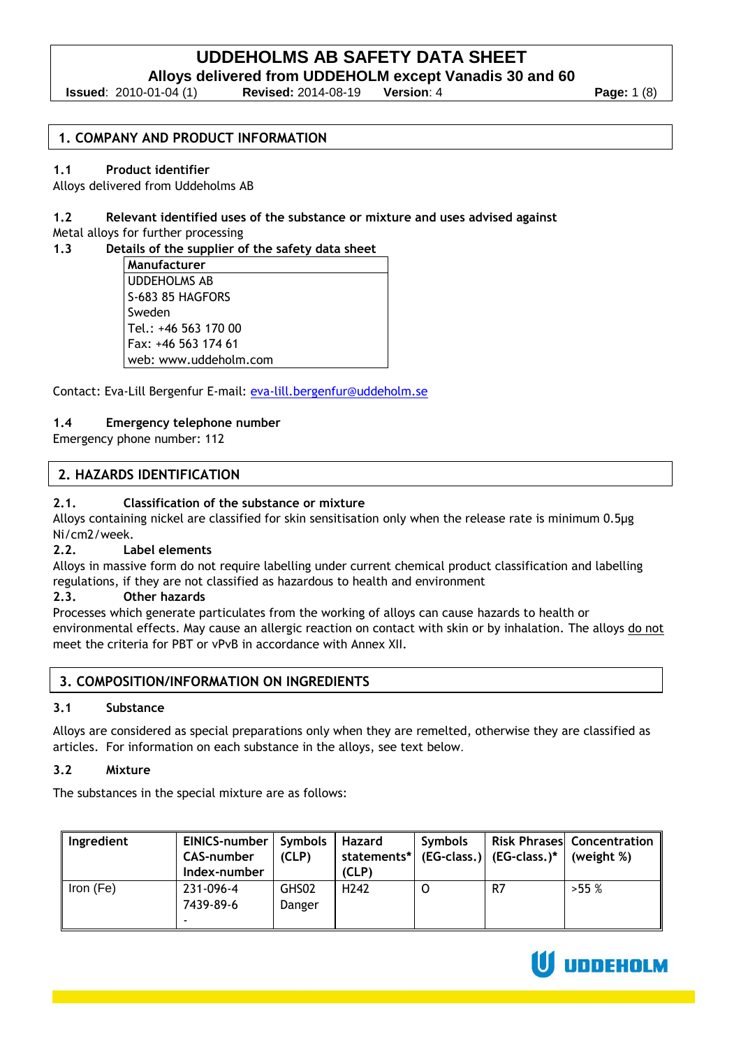# UDDEHOLMS AB SAFETY DATA SHEET

## Alloys delivered from UDDEHOLM except Vanadis 30 and 60

**Issued**: 2010-01-04 (1) **Revised:** 2014-08-19 **Version**: 4

## 1. COMPANY AND PRODUCT INFORMATION

### 1.1 Product identifier

Alloys delivered from Uddeholms AB

### 1.2 Relevant identified uses of the substance or mixture and uses advised against

Metal alloys for further processing

### 1.3 Details of the supplier of the safety data sheet

| Manufacturer |
|---|
| UDDEHOLMS AB<br>S-683 85 HAGFORS<br>Sweden<br>Tel.: +46 563 170 00<br>Fax: +46 563 174 61<br>web: www.uddeholm.com |

Contact: Eva-Lill Bergenfur E-mail: eva-lill.bergenfur@uddeholm.se

### 1.4 Emergency telephone number

Emergency phone number: 112

## 2. HAZARDS IDENTIFICATION

### 2.1. Classification of the substance or mixture

Alloys containing nickel are classified for skin sensitisation only when the release rate is minimum 0.5µg Ni/cm2/week.

### 2.2. Label elements

Alloys in massive form do not require labelling under current chemical product classification and labelling regulations, if they are not classified as hazardous to health and environment

### 2.3. Other hazards

Processes which generate particulates from the working of alloys can cause hazards to health or environmental effects. May cause an allergic reaction on contact with skin or by inhalation. The alloys do not meet the criteria for PBT or vPvB in accordance with Annex XII.

## 3. COMPOSITION/INFORMATION ON INGREDIENTS

### 3.1 Substance

Alloys are considered as special preparations only when they are remelted, otherwise they are classified as articles. For information on each substance in the alloys, see text below.

### 3.2 Mixture

The substances in the special mixture are as follows:

| Ingredient | EINICS-number<br>CAS-number<br>Index-number | Symbols (CLP) | Hazard statements* (CLP) | Symbols (EG-class.) | Risk Phrases (EG-class.)* | Concentration (weight %) |
|---|---|---|---|---|---|---|
| Iron (Fe) | 231-096-4<br>7439-89-6<br>- | GHS02<br>Danger | H242 | O | R7 | >55 % |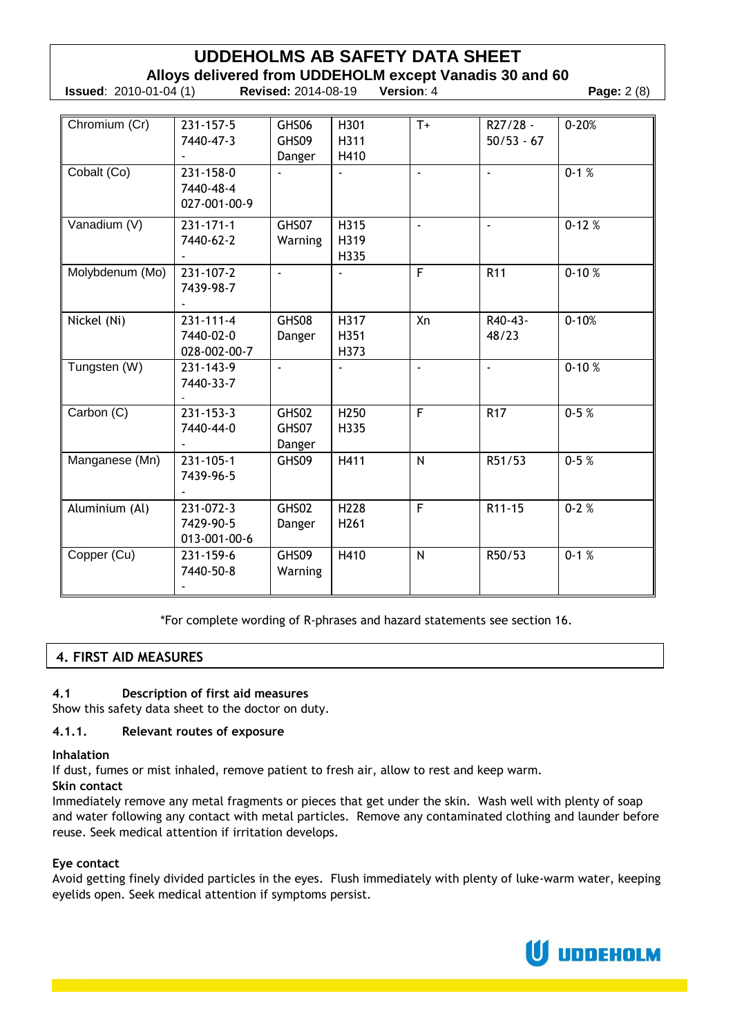| Chromium (Cr) | 231-157-5<br>7440-47-3<br>- | GHS06<br>GHS09<br>Danger | H301<br>H311<br>H410 | T+ | R27/28 -<br>50/53 - 67 | 0-20% |
|---|---|---|---|---|---|---|
| Cobalt (Co) | 231-158-0<br>7440-48-4<br>027-001-00-9 | - | - | - | - | 0-1 % |
| Vanadium (V) | 231-171-1<br>7440-62-2<br>- | GHS07<br>Warning | H315<br>H319<br>H335 | - | - | 0-12 % |
| Molybdenum (Mo) | 231-107-2<br>7439-98-7<br>- | - | - | F | R11 | 0-10 % |
| Nickel (Ni) | 231-111-4<br>7440-02-0<br>028-002-00-7 | GHS08<br>Danger | H317<br>H351<br>H373 | Xn | R40-43-<br>48/23 | 0-10% |
| Tungsten (W) | 231-143-9<br>7440-33-7<br>- | - | - | - | - | 0-10 % |
| Carbon (C) | 231-153-3<br>7440-44-0<br>- | GHS02<br>GHS07<br>Danger | H250<br>H335 | F | R17 | 0-5 % |
| Manganese (Mn) | 231-105-1<br>7439-96-5<br>- | GHS09 | H411 | N | R51/53 | 0-5 % |
| Aluminium (Al) | 231-072-3<br>7429-90-5<br>013-001-00-6 | GHS02<br>Danger | H228<br>H261 | F | R11-15 | 0-2 % |
| Copper (Cu) | 231-159-6<br>7440-50-8<br>- | GHS09<br>Warning | H410 | N | R50/53 | 0-1 % |

*For complete wording of R-phrases and hazard statements see section 16.

## 4. FIRST AID MEASURES

### 4.1 Description of first aid measures

Show this safety data sheet to the doctor on duty.

### 4.1.1. Relevant routes of exposure

**Inhalation**

If dust, fumes or mist inhaled, remove patient to fresh air, allow to rest and keep warm.

**Skin contact**

Immediately remove any metal fragments or pieces that get under the skin. Wash well with plenty of soap and water following any contact with metal particles. Remove any contaminated clothing and launder before reuse. Seek medical attention if irritation develops.

**Eye contact**

Avoid getting finely divided particles in the eyes. Flush immediately with plenty of luke-warm water, keeping eyelids open. Seek medical attention if symptoms persist.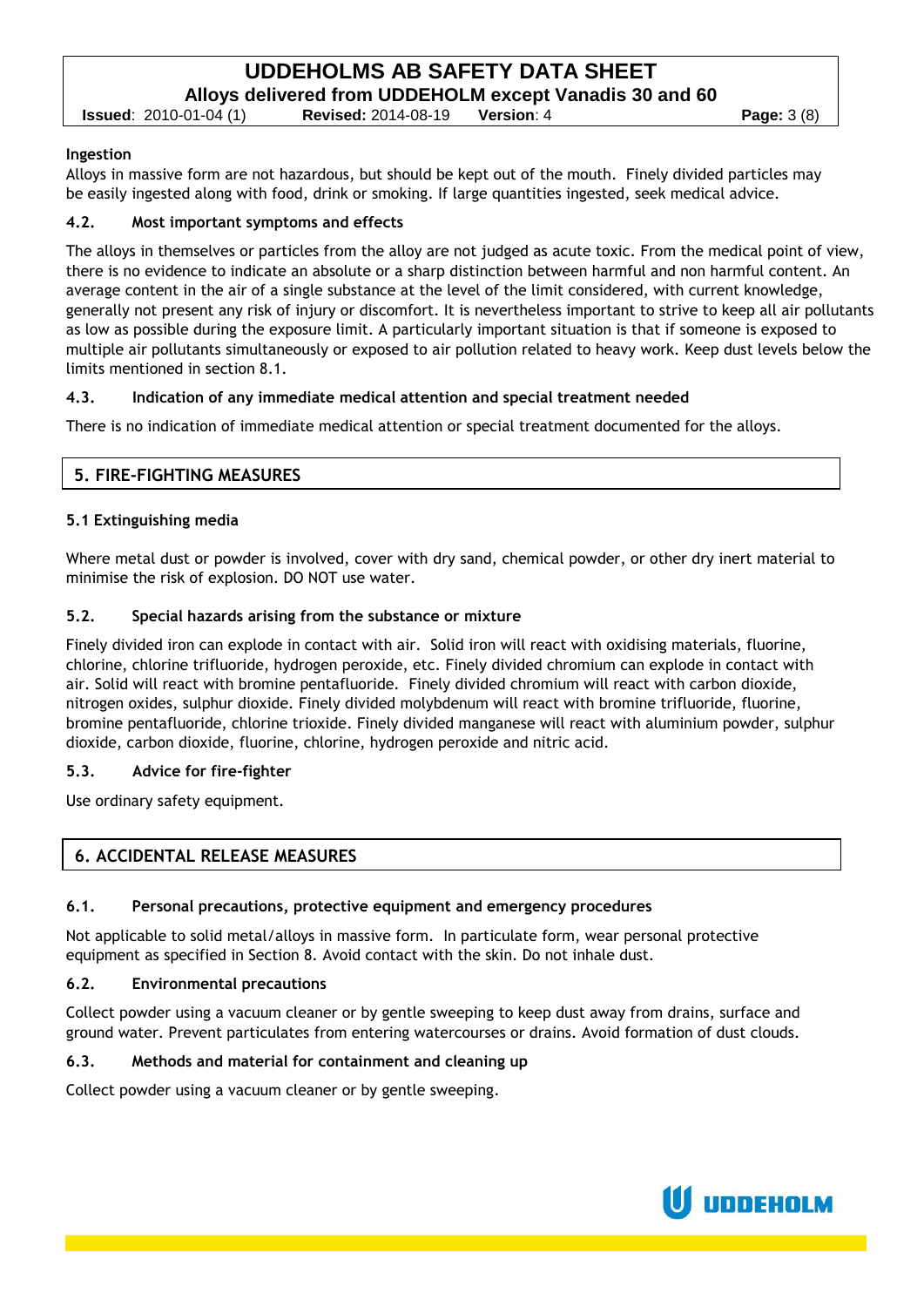**Ingestion**

Alloys in massive form are not hazardous, but should be kept out of the mouth. Finely divided particles may be easily ingested along with food, drink or smoking. If large quantities ingested, seek medical advice.

### 4.2. Most important symptoms and effects

The alloys in themselves or particles from the alloy are not judged as acute toxic. From the medical point of view, there is no evidence to indicate an absolute or a sharp distinction between harmful and non harmful content. An average content in the air of a single substance at the level of the limit considered, with current knowledge, generally not present any risk of injury or discomfort. It is nevertheless important to strive to keep all air pollutants as low as possible during the exposure limit. A particularly important situation is that if someone is exposed to multiple air pollutants simultaneously or exposed to air pollution related to heavy work. Keep dust levels below the limits mentioned in section 8.1.

### 4.3. Indication of any immediate medical attention and special treatment needed

There is no indication of immediate medical attention or special treatment documented for the alloys.

## 5. FIRE-FIGHTING MEASURES

### 5.1 Extinguishing media

Where metal dust or powder is involved, cover with dry sand, chemical powder, or other dry inert material to minimise the risk of explosion. DO NOT use water.

### 5.2. Special hazards arising from the substance or mixture

Finely divided iron can explode in contact with air. Solid iron will react with oxidising materials, fluorine, chlorine, chlorine trifluoride, hydrogen peroxide, etc. Finely divided chromium can explode in contact with air. Solid will react with bromine pentafluoride. Finely divided chromium will react with carbon dioxide, nitrogen oxides, sulphur dioxide. Finely divided molybdenum will react with bromine trifluoride, fluorine, bromine pentafluoride, chlorine trioxide. Finely divided manganese will react with aluminium powder, sulphur dioxide, carbon dioxide, fluorine, chlorine, hydrogen peroxide and nitric acid.

### 5.3. Advice for fire-fighter

Use ordinary safety equipment.

## 6. ACCIDENTAL RELEASE MEASURES

### 6.1. Personal precautions, protective equipment and emergency procedures

Not applicable to solid metal/alloys in massive form. In particulate form, wear personal protective equipment as specified in Section 8. Avoid contact with the skin. Do not inhale dust.

### 6.2. Environmental precautions

Collect powder using a vacuum cleaner or by gentle sweeping to keep dust away from drains, surface and ground water. Prevent particulates from entering watercourses or drains. Avoid formation of dust clouds.

### 6.3. Methods and material for containment and cleaning up

Collect powder using a vacuum cleaner or by gentle sweeping.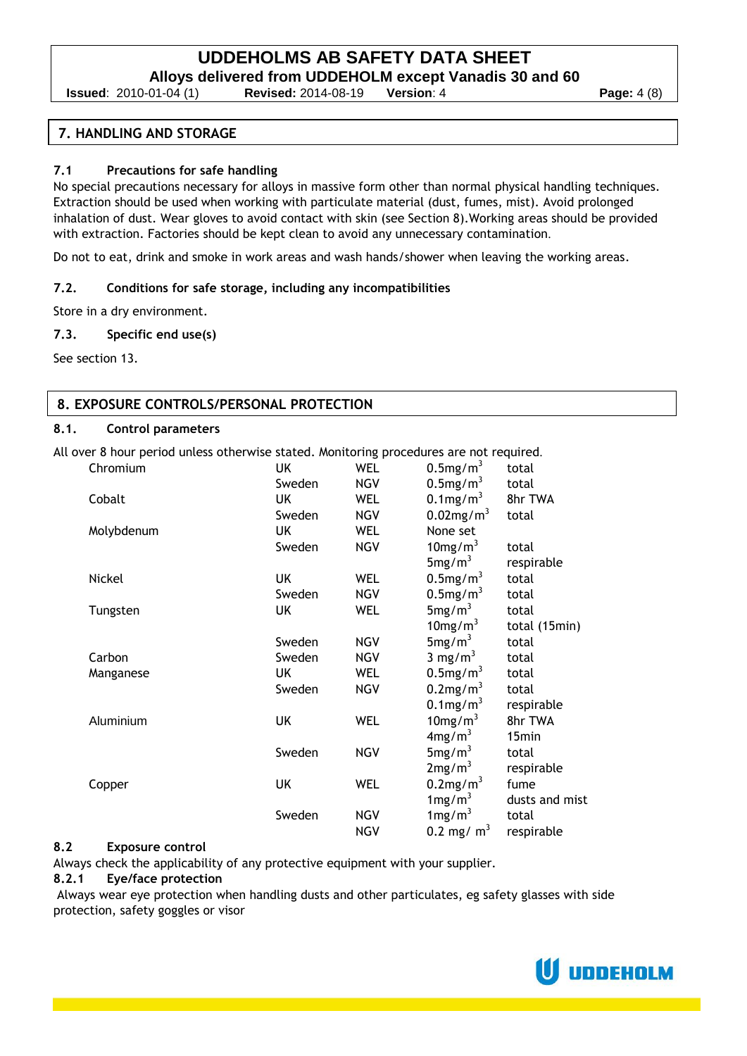## 7. HANDLING AND STORAGE

### 7.1 Precautions for safe handling

No special precautions necessary for alloys in massive form other than normal physical handling techniques. Extraction should be used when working with particulate material (dust, fumes, mist). Avoid prolonged inhalation of dust. Wear gloves to avoid contact with skin (see Section 8).Working areas should be provided with extraction. Factories should be kept clean to avoid any unnecessary contamination.

Do not to eat, drink and smoke in work areas and wash hands/shower when leaving the working areas.

### 7.2. Conditions for safe storage, including any incompatibilities

Store in a dry environment.

### 7.3. Specific end use(s)

See section 13.

## 8. EXPOSURE CONTROLS/PERSONAL PROTECTION

### 8.1. Control parameters

All over 8 hour period unless otherwise stated. Monitoring procedures are not required.

| Substance | Country | Type | Limit | Note |
|---|---|---|---|---|
| Chromium | UK | WEL | 0.5mg/m$^3$ | total |
| | Sweden | NGV | 0.5mg/m$^3$ | total |
| Cobalt | UK | WEL | 0.1mg/m$^3$ | 8hr TWA |
| | Sweden | NGV | 0.02mg/m$^3$ | total |
| Molybdenum | UK | WEL | None set | |
| | Sweden | NGV | 10mg/m$^3$ | total |
| | | | 5mg/m$^3$ | respirable |
| Nickel | UK | WEL | 0.5mg/m$^3$ | total |
| | Sweden | NGV | 0.5mg/m$^3$ | total |
| Tungsten | UK | WEL | 5mg/m$^3$ | total |
| | | | 10mg/m$^3$ | total (15min) |
| | Sweden | NGV | 5mg/m$^3$ | total |
| Carbon | Sweden | NGV | 3 mg/m$^3$ | total |
| Manganese | UK | WEL | 0.5mg/m$^3$ | total |
| | Sweden | NGV | 0.2mg/m$^3$ | total |
| | | | 0.1mg/m$^3$ | respirable |
| Aluminium | UK | WEL | 10mg/m$^3$ | 8hr TWA |
| | | | 4mg/m$^3$ | 15min |
| | Sweden | NGV | 5mg/m$^3$ | total |
| | | | 2mg/m$^3$ | respirable |
| Copper | UK | WEL | 0.2mg/m$^3$ | fume |
| | | | 1mg/m$^3$ | dusts and mist |
| | Sweden | NGV | 1mg/m$^3$ | total |
| | | NGV | 0.2 mg/ m$^3$ | respirable |

### 8.2 Exposure control

Always check the applicability of any protective equipment with your supplier.

#### 8.2.1 Eye/face protection

Always wear eye protection when handling dusts and other particulates, eg safety glasses with side protection, safety goggles or visor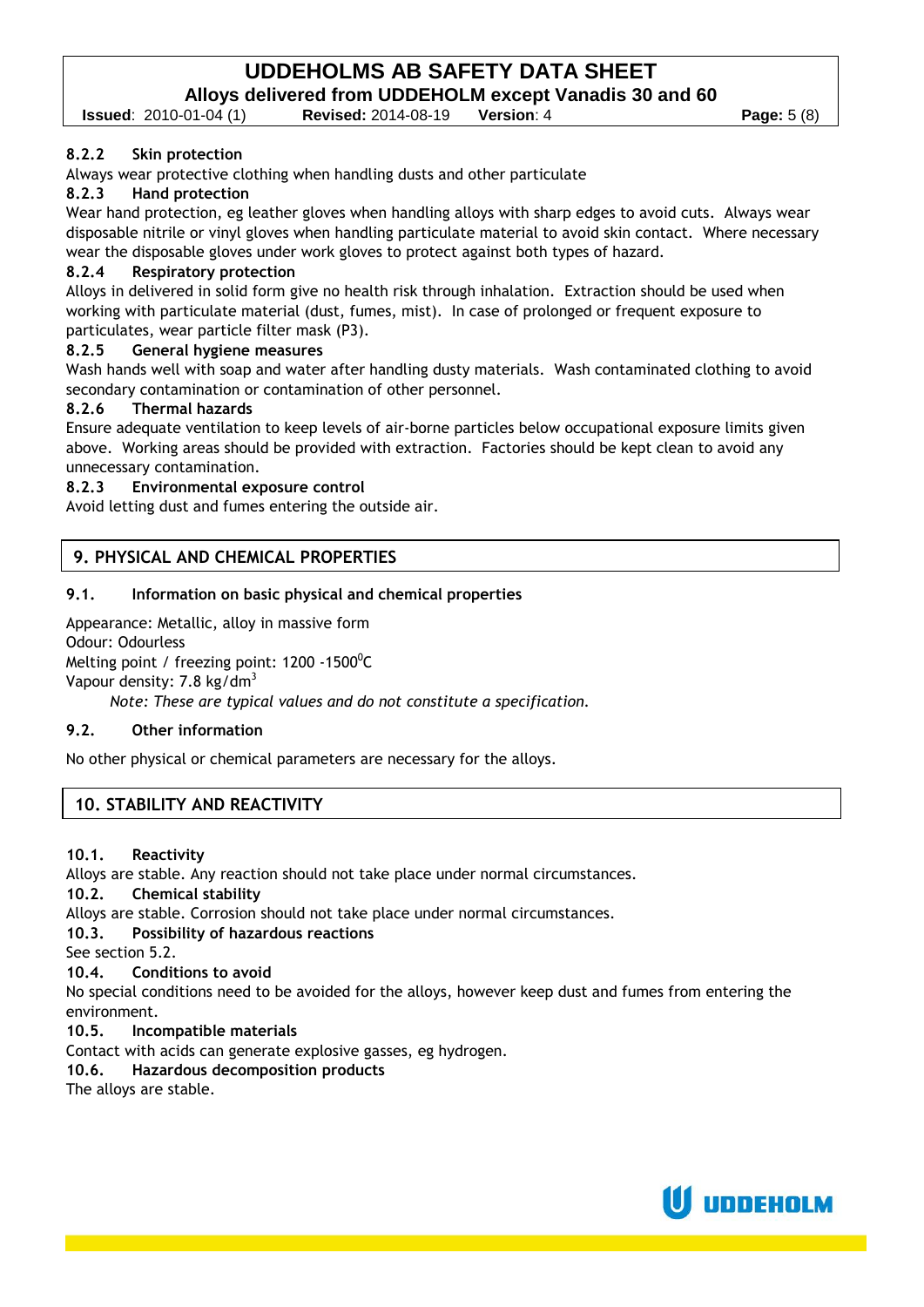#### 8.2.2 Skin protection

Always wear protective clothing when handling dusts and other particulate

#### 8.2.3 Hand protection

Wear hand protection, eg leather gloves when handling alloys with sharp edges to avoid cuts. Always wear disposable nitrile or vinyl gloves when handling particulate material to avoid skin contact. Where necessary wear the disposable gloves under work gloves to protect against both types of hazard.

#### 8.2.4 Respiratory protection

Alloys in delivered in solid form give no health risk through inhalation. Extraction should be used when working with particulate material (dust, fumes, mist). In case of prolonged or frequent exposure to particulates, wear particle filter mask (P3).

#### 8.2.5 General hygiene measures

Wash hands well with soap and water after handling dusty materials. Wash contaminated clothing to avoid secondary contamination or contamination of other personnel.

#### 8.2.6 Thermal hazards

Ensure adequate ventilation to keep levels of air-borne particles below occupational exposure limits given above. Working areas should be provided with extraction. Factories should be kept clean to avoid any unnecessary contamination.

#### 8.2.3 Environmental exposure control

Avoid letting dust and fumes entering the outside air.

## 9. PHYSICAL AND CHEMICAL PROPERTIES

### 9.1. Information on basic physical and chemical properties

Appearance: Metallic, alloy in massive form

Odour: Odourless

Melting point / freezing point: 1200 -1500$^0$C

Vapour density: 7.8 kg/dm$^3$

*Note: These are typical values and do not constitute a specification.*

### 9.2. Other information

No other physical or chemical parameters are necessary for the alloys.

## 10. STABILITY AND REACTIVITY

### 10.1. Reactivity

Alloys are stable. Any reaction should not take place under normal circumstances.

### 10.2. Chemical stability

Alloys are stable. Corrosion should not take place under normal circumstances.

### 10.3. Possibility of hazardous reactions

See section 5.2.

### 10.4. Conditions to avoid

No special conditions need to be avoided for the alloys, however keep dust and fumes from entering the environment.

### 10.5. Incompatible materials

Contact with acids can generate explosive gasses, eg hydrogen.

### 10.6. Hazardous decomposition products

The alloys are stable.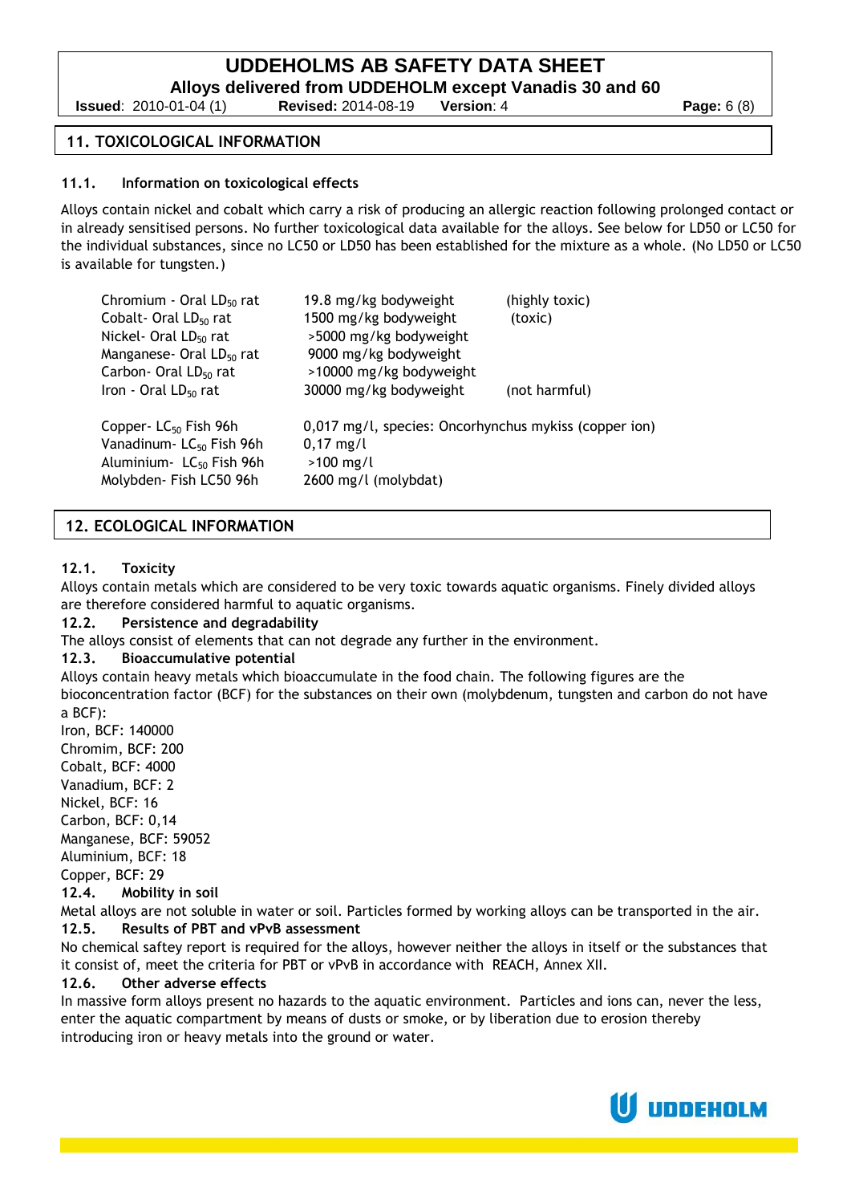## 11. TOXICOLOGICAL INFORMATION

### 11.1. Information on toxicological effects

Alloys contain nickel and cobalt which carry a risk of producing an allergic reaction following prolonged contact or in already sensitised persons. No further toxicological data available for the alloys. See below for LD50 or LC50 for the individual substances, since no LC50 or LD50 has been established for the mixture as a whole. (No LD50 or LC50 is available for tungsten.)

| | | |
|---|---|---|
| Chromium - Oral $LD_{50}$ rat | 19.8 mg/kg bodyweight | (highly toxic) |
| Cobalt- Oral $LD_{50}$ rat | 1500 mg/kg bodyweight | (toxic) |
| Nickel- Oral $LD_{50}$ rat | >5000 mg/kg bodyweight | |
| Manganese- Oral $LD_{50}$ rat | 9000 mg/kg bodyweight | |
| Carbon- Oral $LD_{50}$ rat | >10000 mg/kg bodyweight | |
| Iron - Oral $LD_{50}$ rat | 30000 mg/kg bodyweight | (not harmful) |

| | |
|---|---|
| Copper- $LC_{50}$ Fish 96h | 0,017 mg/l, species: Oncorhynchus mykiss (copper ion) |
| Vanadinum- $LC_{50}$ Fish 96h | 0,17 mg/l |
| Aluminium- $LC_{50}$ Fish 96h | >100 mg/l |
| Molybden- Fish LC50 96h | 2600 mg/l (molybdat) |

## 12. ECOLOGICAL INFORMATION

### 12.1. Toxicity

Alloys contain metals which are considered to be very toxic towards aquatic organisms. Finely divided alloys are therefore considered harmful to aquatic organisms.

### 12.2. Persistence and degradability

The alloys consist of elements that can not degrade any further in the environment.

### 12.3. Bioaccumulative potential

Alloys contain heavy metals which bioaccumulate in the food chain. The following figures are the bioconcentration factor (BCF) for the substances on their own (molybdenum, tungsten and carbon do not have a BCF):

Iron, BCF: 140000  
Chromim, BCF: 200  
Cobalt, BCF: 4000  
Vanadium, BCF: 2  
Nickel, BCF: 16  
Carbon, BCF: 0,14  
Manganese, BCF: 59052  
Aluminium, BCF: 18  
Copper, BCF: 29

### 12.4. Mobility in soil

Metal alloys are not soluble in water or soil. Particles formed by working alloys can be transported in the air.

### 12.5. Results of PBT and vPvB assessment

No chemical saftey report is required for the alloys, however neither the alloys in itself or the substances that it consist of, meet the criteria for PBT or vPvB in accordance with REACH, Annex XII.

### 12.6. Other adverse effects

In massive form alloys present no hazards to the aquatic environment. Particles and ions can, never the less, enter the aquatic compartment by means of dusts or smoke, or by liberation due to erosion thereby introducing iron or heavy metals into the ground or water.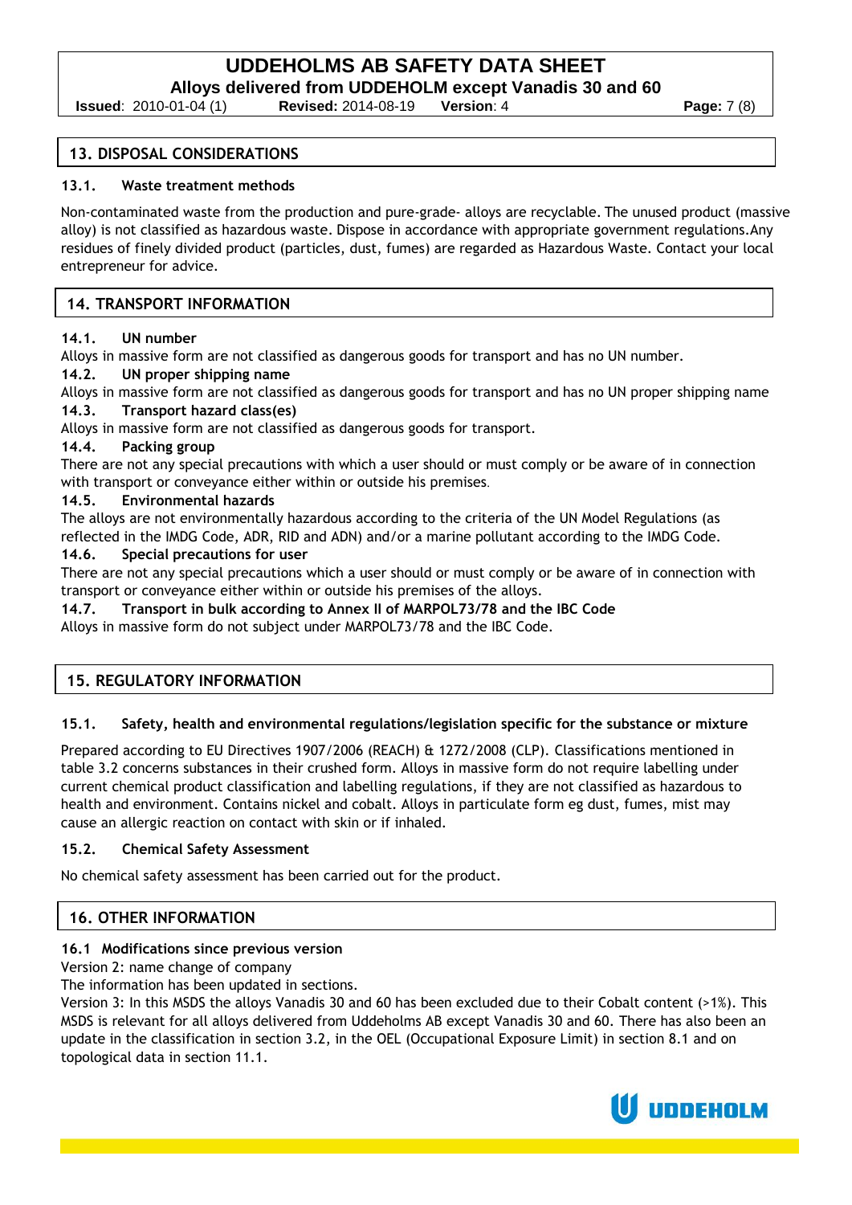## 13. DISPOSAL CONSIDERATIONS

### 13.1. Waste treatment methods

Non-contaminated waste from the production and pure-grade- alloys are recyclable. The unused product (massive alloy) is not classified as hazardous waste. Dispose in accordance with appropriate government regulations.Any residues of finely divided product (particles, dust, fumes) are regarded as Hazardous Waste. Contact your local entrepreneur for advice.

## 14. TRANSPORT INFORMATION

### 14.1. UN number

Alloys in massive form are not classified as dangerous goods for transport and has no UN number.

### 14.2. UN proper shipping name

Alloys in massive form are not classified as dangerous goods for transport and has no UN proper shipping name

### 14.3. Transport hazard class(es)

Alloys in massive form are not classified as dangerous goods for transport.

### 14.4. Packing group

There are not any special precautions with which a user should or must comply or be aware of in connection with transport or conveyance either within or outside his premises.

### 14.5. Environmental hazards

The alloys are not environmentally hazardous according to the criteria of the UN Model Regulations (as reflected in the IMDG Code, ADR, RID and ADN) and/or a marine pollutant according to the IMDG Code.

### 14.6. Special precautions for user

There are not any special precautions which a user should or must comply or be aware of in connection with transport or conveyance either within or outside his premises of the alloys.

### 14.7. Transport in bulk according to Annex II of MARPOL73/78 and the IBC Code

Alloys in massive form do not subject under MARPOL73/78 and the IBC Code.

## 15. REGULATORY INFORMATION

### 15.1. Safety, health and environmental regulations/legislation specific for the substance or mixture

Prepared according to EU Directives 1907/2006 (REACH) & 1272/2008 (CLP). Classifications mentioned in table 3.2 concerns substances in their crushed form. Alloys in massive form do not require labelling under current chemical product classification and labelling regulations, if they are not classified as hazardous to health and environment. Contains nickel and cobalt. Alloys in particulate form eg dust, fumes, mist may cause an allergic reaction on contact with skin or if inhaled.

### 15.2. Chemical Safety Assessment

No chemical safety assessment has been carried out for the product.

## 16. OTHER INFORMATION

### 16.1 Modifications since previous version

Version 2: name change of company

The information has been updated in sections.

Version 3: In this MSDS the alloys Vanadis 30 and 60 has been excluded due to their Cobalt content (>1%). This MSDS is relevant for all alloys delivered from Uddeholms AB except Vanadis 30 and 60. There has also been an update in the classification in section 3.2, in the OEL (Occupational Exposure Limit) in section 8.1 and on topological data in section 11.1.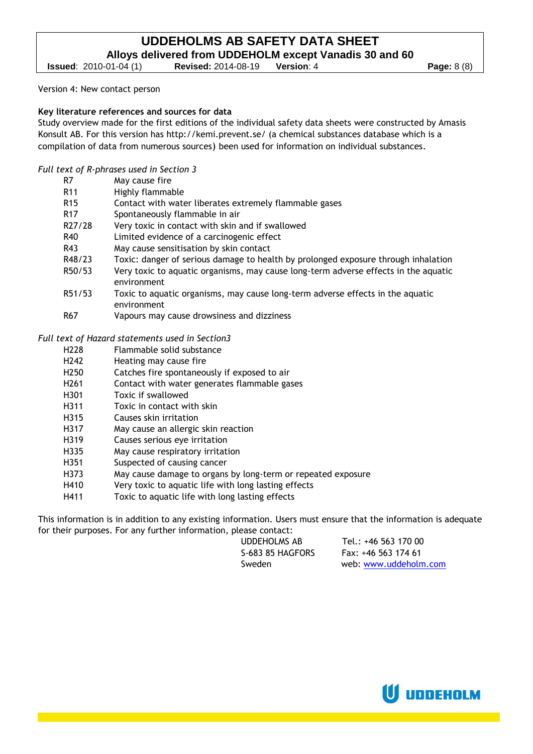Version 4: New contact person

**Key literature references and sources for data**

Study overview made for the first editions of the individual safety data sheets were constructed by Amasis Konsult AB. For this version has http://kemi.prevent.se/ (a chemical substances database which is a compilation of data from numerous sources) been used for information on individual substances.

*Full text of R-phrases used in Section 3*

| | |
|---|---|
| R7 | May cause fire |
| R11 | Highly flammable |
| R15 | Contact with water liberates extremely flammable gases |
| R17 | Spontaneously flammable in air |
| R27/28 | Very toxic in contact with skin and if swallowed |
| R40 | Limited evidence of a carcinogenic effect |
| R43 | May cause sensitisation by skin contact |
| R48/23 | Toxic: danger of serious damage to health by prolonged exposure through inhalation |
| R50/53 | Very toxic to aquatic organisms, may cause long-term adverse effects in the aquatic environment |
| R51/53 | Toxic to aquatic organisms, may cause long-term adverse effects in the aquatic environment |
| R67 | Vapours may cause drowsiness and dizziness |

*Full text of Hazard statements used in Section3*

| | |
|---|---|
| H228 | Flammable solid substance |
| H242 | Heating may cause fire |
| H250 | Catches fire spontaneously if exposed to air |
| H261 | Contact with water generates flammable gases |
| H301 | Toxic if swallowed |
| H311 | Toxic in contact with skin |
| H315 | Causes skin irritation |
| H317 | May cause an allergic skin reaction |
| H319 | Causes serious eye irritation |
| H335 | May cause respiratory irritation |
| H351 | Suspected of causing cancer |
| H373 | May cause damage to organs by long-term or repeated exposure |
| H410 | Very toxic to aquatic life with long lasting effects |
| H411 | Toxic to aquatic life with long lasting effects |

This information is in addition to any existing information. Users must ensure that the information is adequate for their purposes. For any further information, please contact:

| | |
|---|---|
| UDDEHOLMS AB | Tel.: +46 563 170 00 |
| S-683 85 HAGFORS | Fax: +46 563 174 61 |
| Sweden | web: www.uddeholm.com |